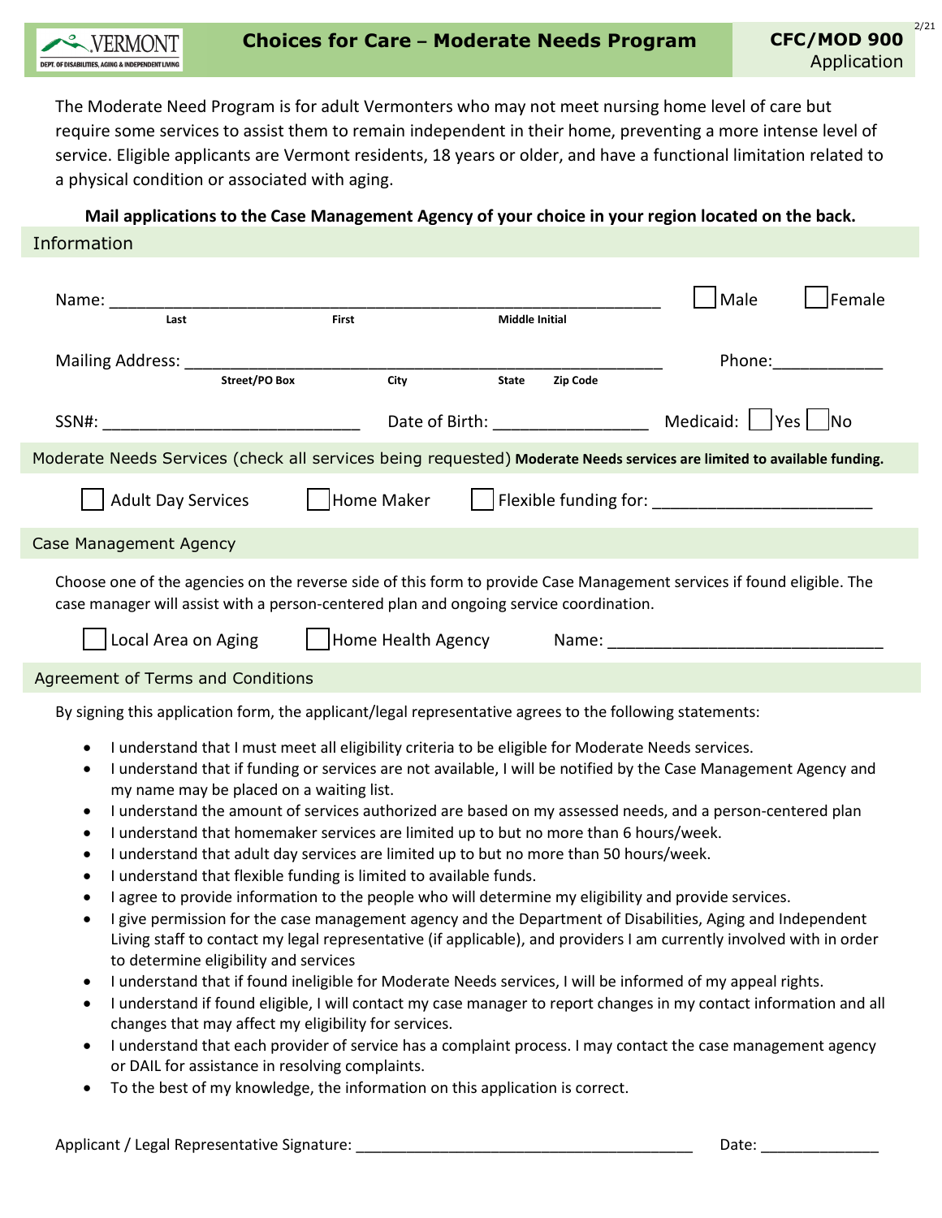# Choices for Care – Moderate Needs Program

**CFC/MOD 900**
Application

The Moderate Need Program is for adult Vermonters who may not meet nursing home level of care but require some services to assist them to remain independent in their home, preventing a more intense level of service. Eligible applicants are Vermont residents, 18 years or older, and have a functional limitation related to a physical condition or associated with aging.

**Mail applications to the Case Management Agency of your choice in your region located on the back.**

## Information

Name: ____________________________________________ ☐ Male ☐ Female
Last First Middle Initial

Mailing Address: ____________________________________________ Phone: ____________
Street/PO Box City State Zip Code

SSN#: ___________________________ Date of Birth: ________________ Medicaid: ☐ Yes ☐ No

## Moderate Needs Services (check all services being requested) **Moderate Needs services are limited to available funding.**

☐ Adult Day Services ☐ Home Maker ☐ Flexible funding for: ________________________

## Case Management Agency

Choose one of the agencies on the reverse side of this form to provide Case Management services if found eligible. The case manager will assist with a person-centered plan and ongoing service coordination.

☐ Local Area on Aging ☐ Home Health Agency Name: ______________________________

## Agreement of Terms and Conditions

By signing this application form, the applicant/legal representative agrees to the following statements:

- I understand that I must meet all eligibility criteria to be eligible for Moderate Needs services.
- I understand that if funding or services are not available, I will be notified by the Case Management Agency and my name may be placed on a waiting list.
- I understand the amount of services authorized are based on my assessed needs, and a person-centered plan
- I understand that homemaker services are limited up to but no more than 6 hours/week.
- I understand that adult day services are limited up to but no more than 50 hours/week.
- I understand that flexible funding is limited to available funds.
- I agree to provide information to the people who will determine my eligibility and provide services.
- I give permission for the case management agency and the Department of Disabilities, Aging and Independent Living staff to contact my legal representative (if applicable), and providers I am currently involved with in order to determine eligibility and services
- I understand that if found ineligible for Moderate Needs services, I will be informed of my appeal rights.
- I understand if found eligible, I will contact my case manager to report changes in my contact information and all changes that may affect my eligibility for services.
- I understand that each provider of service has a complaint process. I may contact the case management agency or DAIL for assistance in resolving complaints.
- To the best of my knowledge, the information on this application is correct.

Applicant / Legal Representative Signature: ________________________________________ Date: ______________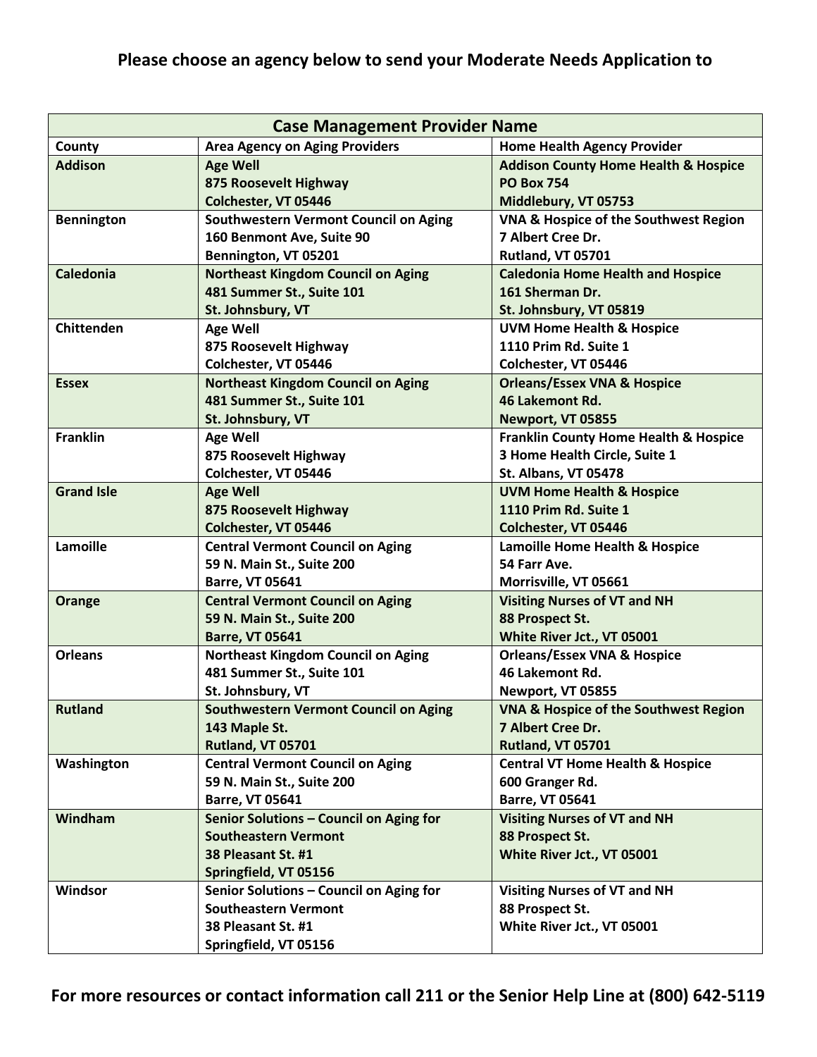**Please choose an agency below to send your Moderate Needs Application to**

| Case Management Provider Name | | |
|---|---|---|
| **County** | **Area Agency on Aging Providers** | **Home Health Agency Provider** |
| **Addison** | **Age Well**<br>**875 Roosevelt Highway**<br>**Colchester, VT 05446** | **Addison County Home Health & Hospice**<br>**PO Box 754**<br>**Middlebury, VT 05753** |
| **Bennington** | **Southwestern Vermont Council on Aging**<br>**160 Benmont Ave, Suite 90**<br>**Bennington, VT 05201** | **VNA & Hospice of the Southwest Region**<br>**7 Albert Cree Dr.**<br>**Rutland, VT 05701** |
| **Caledonia** | **Northeast Kingdom Council on Aging**<br>**481 Summer St., Suite 101**<br>**St. Johnsbury, VT** | **Caledonia Home Health and Hospice**<br>**161 Sherman Dr.**<br>**St. Johnsbury, VT 05819** |
| **Chittenden** | **Age Well**<br>**875 Roosevelt Highway**<br>**Colchester, VT 05446** | **UVM Home Health & Hospice**<br>**1110 Prim Rd. Suite 1**<br>**Colchester, VT 05446** |
| **Essex** | **Northeast Kingdom Council on Aging**<br>**481 Summer St., Suite 101**<br>**St. Johnsbury, VT** | **Orleans/Essex VNA & Hospice**<br>**46 Lakemont Rd.**<br>**Newport, VT 05855** |
| **Franklin** | **Age Well**<br>**875 Roosevelt Highway**<br>**Colchester, VT 05446** | **Franklin County Home Health & Hospice**<br>**3 Home Health Circle, Suite 1**<br>**St. Albans, VT 05478** |
| **Grand Isle** | **Age Well**<br>**875 Roosevelt Highway**<br>**Colchester, VT 05446** | **UVM Home Health & Hospice**<br>**1110 Prim Rd. Suite 1**<br>**Colchester, VT 05446** |
| **Lamoille** | **Central Vermont Council on Aging**<br>**59 N. Main St., Suite 200**<br>**Barre, VT 05641** | **Lamoille Home Health & Hospice**<br>**54 Farr Ave.**<br>**Morrisville, VT 05661** |
| **Orange** | **Central Vermont Council on Aging**<br>**59 N. Main St., Suite 200**<br>**Barre, VT 05641** | **Visiting Nurses of VT and NH**<br>**88 Prospect St.**<br>**White River Jct., VT 05001** |
| **Orleans** | **Northeast Kingdom Council on Aging**<br>**481 Summer St., Suite 101**<br>**St. Johnsbury, VT** | **Orleans/Essex VNA & Hospice**<br>**46 Lakemont Rd.**<br>**Newport, VT 05855** |
| **Rutland** | **Southwestern Vermont Council on Aging**<br>**143 Maple St.**<br>**Rutland, VT 05701** | **VNA & Hospice of the Southwest Region**<br>**7 Albert Cree Dr.**<br>**Rutland, VT 05701** |
| **Washington** | **Central Vermont Council on Aging**<br>**59 N. Main St., Suite 200**<br>**Barre, VT 05641** | **Central VT Home Health & Hospice**<br>**600 Granger Rd.**<br>**Barre, VT 05641** |
| **Windham** | **Senior Solutions – Council on Aging for Southeastern Vermont**<br>**38 Pleasant St. #1**<br>**Springfield, VT 05156** | **Visiting Nurses of VT and NH**<br>**88 Prospect St.**<br>**White River Jct., VT 05001** |
| **Windsor** | **Senior Solutions – Council on Aging for Southeastern Vermont**<br>**38 Pleasant St. #1**<br>**Springfield, VT 05156** | **Visiting Nurses of VT and NH**<br>**88 Prospect St.**<br>**White River Jct., VT 05001** |

**For more resources or contact information call 211 or the Senior Help Line at (800) 642-5119**